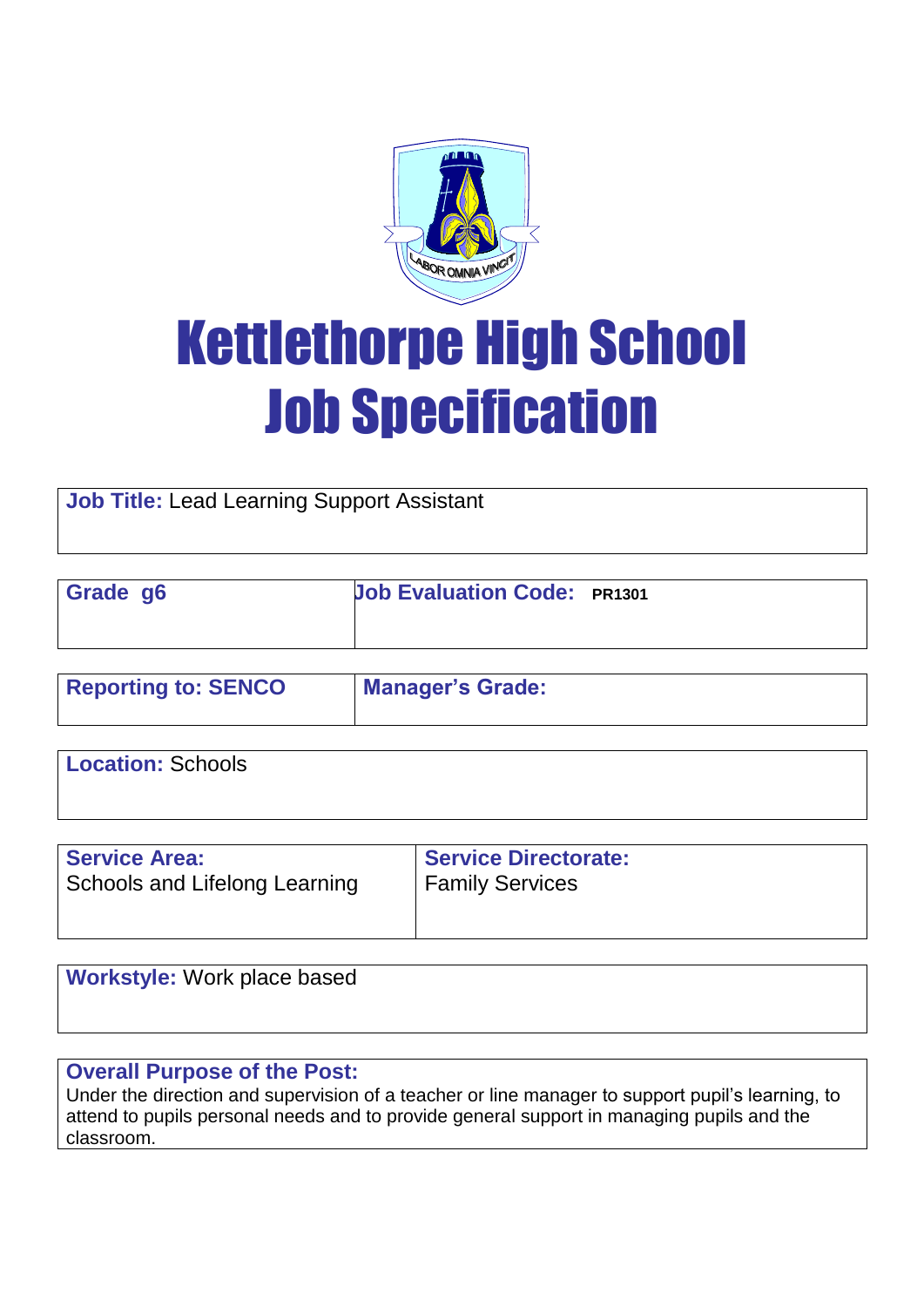# Kettlethorpe High School
# Job Specification

| **Job Title:** Lead Learning Support Assistant |
|---|

| **Grade g6** | **Job Evaluation Code:** **PR1301** |
|---|---|

| **Reporting to: SENCO** | **Manager's Grade:** |
|---|---|

| **Location:** Schools |
|---|

| **Service Area:** Schools and Lifelong Learning | **Service Directorate:** Family Services |
|---|---|

| **Workstyle:** Work place based |
|---|

| **Overall Purpose of the Post:** Under the direction and supervision of a teacher or line manager to support pupil's learning, to attend to pupils personal needs and to provide general support in managing pupils and the classroom. |
|---|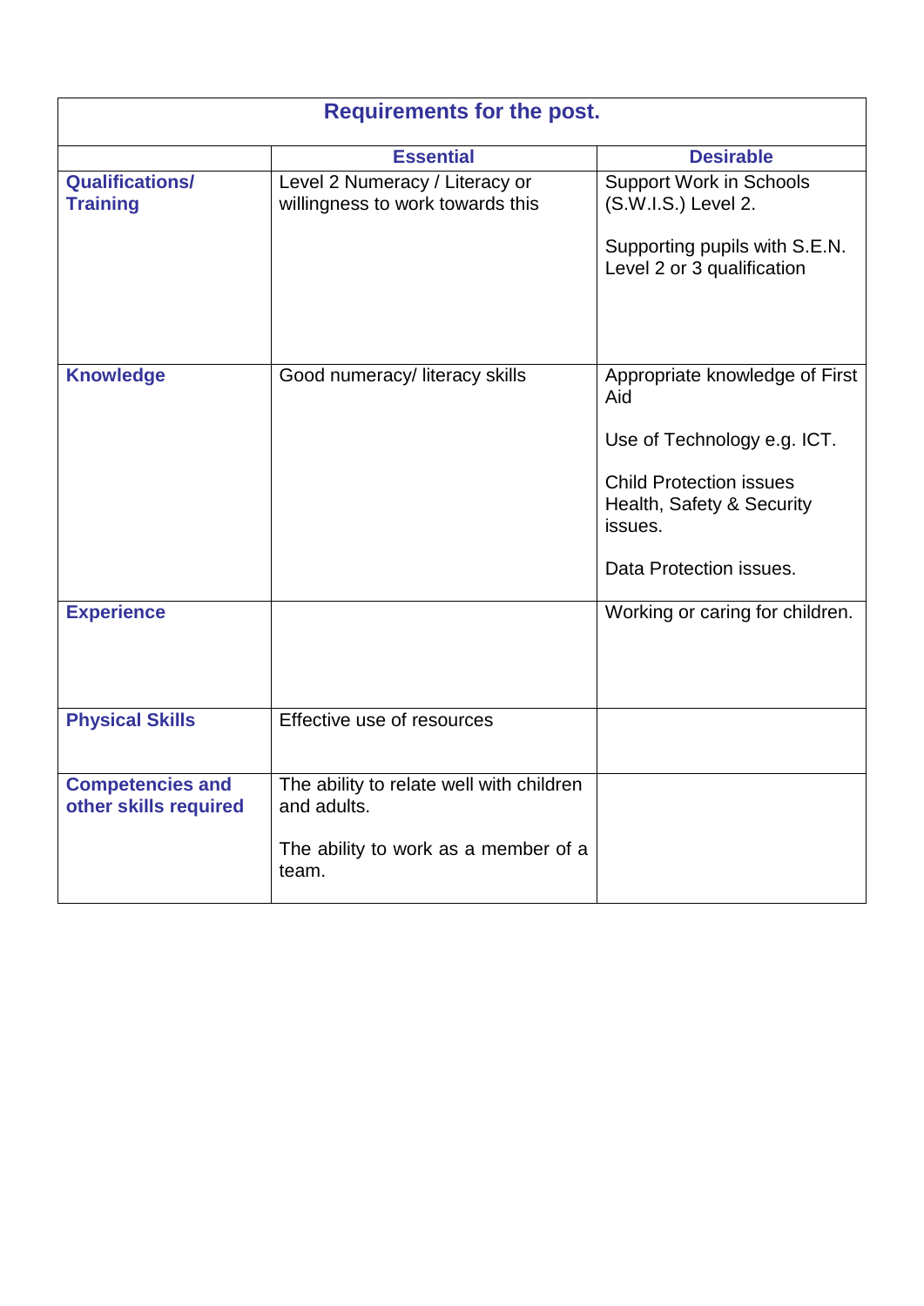| Requirements for the post. | | |
|---|---|---|
| | **Essential** | **Desirable** |
| **Qualifications/ Training** | Level 2 Numeracy / Literacy or willingness to work towards this | Support Work in Schools (S.W.I.S.) Level 2.<br><br>Supporting pupils with S.E.N. Level 2 or 3 qualification |
| **Knowledge** | Good numeracy/ literacy skills | Appropriate knowledge of First Aid<br><br>Use of Technology e.g. ICT.<br><br>Child Protection issues Health, Safety & Security issues.<br><br>Data Protection issues. |
| **Experience** | | Working or caring for children. |
| **Physical Skills** | Effective use of resources | |
| **Competencies and other skills required** | The ability to relate well with children and adults.<br><br>The ability to work as a member of a team. | |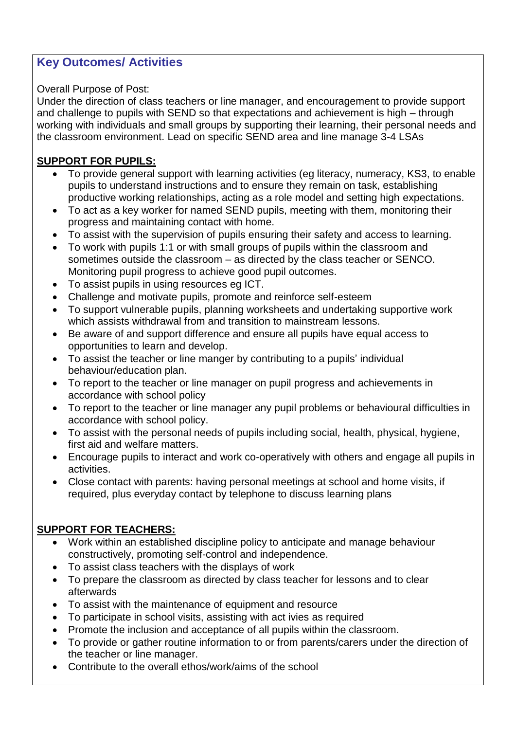## Key Outcomes/ Activities

Overall Purpose of Post:
Under the direction of class teachers or line manager, and encouragement to provide support and challenge to pupils with SEND so that expectations and achievement is high – through working with individuals and small groups by supporting their learning, their personal needs and the classroom environment. Lead on specific SEND area and line manage 3-4 LSAs

**SUPPORT FOR PUPILS:**

- To provide general support with learning activities (eg literacy, numeracy, KS3, to enable pupils to understand instructions and to ensure they remain on task, establishing productive working relationships, acting as a role model and setting high expectations.
- To act as a key worker for named SEND pupils, meeting with them, monitoring their progress and maintaining contact with home.
- To assist with the supervision of pupils ensuring their safety and access to learning.
- To work with pupils 1:1 or with small groups of pupils within the classroom and sometimes outside the classroom – as directed by the class teacher or SENCO. Monitoring pupil progress to achieve good pupil outcomes.
- To assist pupils in using resources eg ICT.
- Challenge and motivate pupils, promote and reinforce self-esteem
- To support vulnerable pupils, planning worksheets and undertaking supportive work which assists withdrawal from and transition to mainstream lessons.
- Be aware of and support difference and ensure all pupils have equal access to opportunities to learn and develop.
- To assist the teacher or line manger by contributing to a pupils' individual behaviour/education plan.
- To report to the teacher or line manager on pupil progress and achievements in accordance with school policy
- To report to the teacher or line manager any pupil problems or behavioural difficulties in accordance with school policy.
- To assist with the personal needs of pupils including social, health, physical, hygiene, first aid and welfare matters.
- Encourage pupils to interact and work co-operatively with others and engage all pupils in activities.
- Close contact with parents: having personal meetings at school and home visits, if required, plus everyday contact by telephone to discuss learning plans

**SUPPORT FOR TEACHERS:**

- Work within an established discipline policy to anticipate and manage behaviour constructively, promoting self-control and independence.
- To assist class teachers with the displays of work
- To prepare the classroom as directed by class teacher for lessons and to clear afterwards
- To assist with the maintenance of equipment and resource
- To participate in school visits, assisting with act ivies as required
- Promote the inclusion and acceptance of all pupils within the classroom.
- To provide or gather routine information to or from parents/carers under the direction of the teacher or line manager.
- Contribute to the overall ethos/work/aims of the school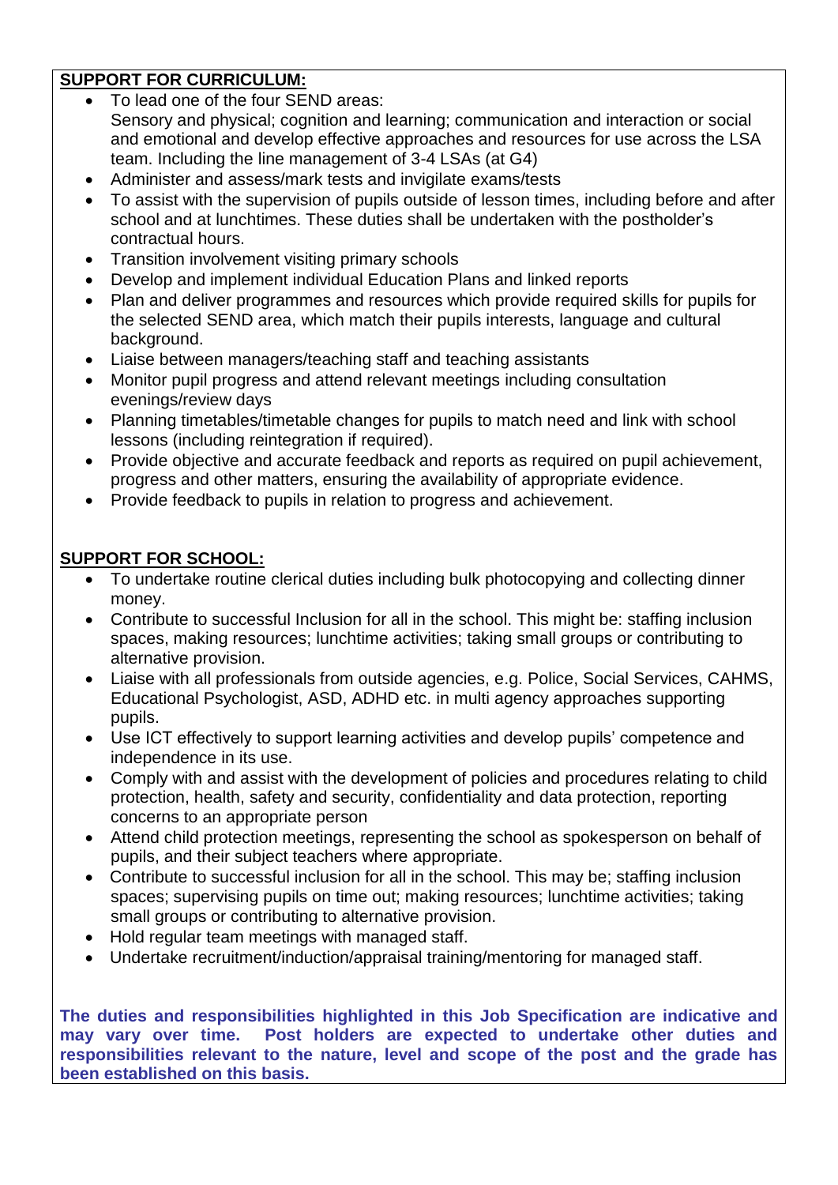**SUPPORT FOR CURRICULUM:**

- To lead one of the four SEND areas:
  Sensory and physical; cognition and learning; communication and interaction or social and emotional and develop effective approaches and resources for use across the LSA team. Including the line management of 3-4 LSAs (at G4)
- Administer and assess/mark tests and invigilate exams/tests
- To assist with the supervision of pupils outside of lesson times, including before and after school and at lunchtimes. These duties shall be undertaken with the postholder's contractual hours.
- Transition involvement visiting primary schools
- Develop and implement individual Education Plans and linked reports
- Plan and deliver programmes and resources which provide required skills for pupils for the selected SEND area, which match their pupils interests, language and cultural background.
- Liaise between managers/teaching staff and teaching assistants
- Monitor pupil progress and attend relevant meetings including consultation evenings/review days
- Planning timetables/timetable changes for pupils to match need and link with school lessons (including reintegration if required).
- Provide objective and accurate feedback and reports as required on pupil achievement, progress and other matters, ensuring the availability of appropriate evidence.
- Provide feedback to pupils in relation to progress and achievement.

**SUPPORT FOR SCHOOL:**

- To undertake routine clerical duties including bulk photocopying and collecting dinner money.
- Contribute to successful Inclusion for all in the school. This might be: staffing inclusion spaces, making resources; lunchtime activities; taking small groups or contributing to alternative provision.
- Liaise with all professionals from outside agencies, e.g. Police, Social Services, CAHMS, Educational Psychologist, ASD, ADHD etc. in multi agency approaches supporting pupils.
- Use ICT effectively to support learning activities and develop pupils' competence and independence in its use.
- Comply with and assist with the development of policies and procedures relating to child protection, health, safety and security, confidentiality and data protection, reporting concerns to an appropriate person
- Attend child protection meetings, representing the school as spokesperson on behalf of pupils, and their subject teachers where appropriate.
- Contribute to successful inclusion for all in the school. This may be; staffing inclusion spaces; supervising pupils on time out; making resources; lunchtime activities; taking small groups or contributing to alternative provision.
- Hold regular team meetings with managed staff.
- Undertake recruitment/induction/appraisal training/mentoring for managed staff.

**The duties and responsibilities highlighted in this Job Specification are indicative and may vary over time. Post holders are expected to undertake other duties and responsibilities relevant to the nature, level and scope of the post and the grade has been established on this basis.**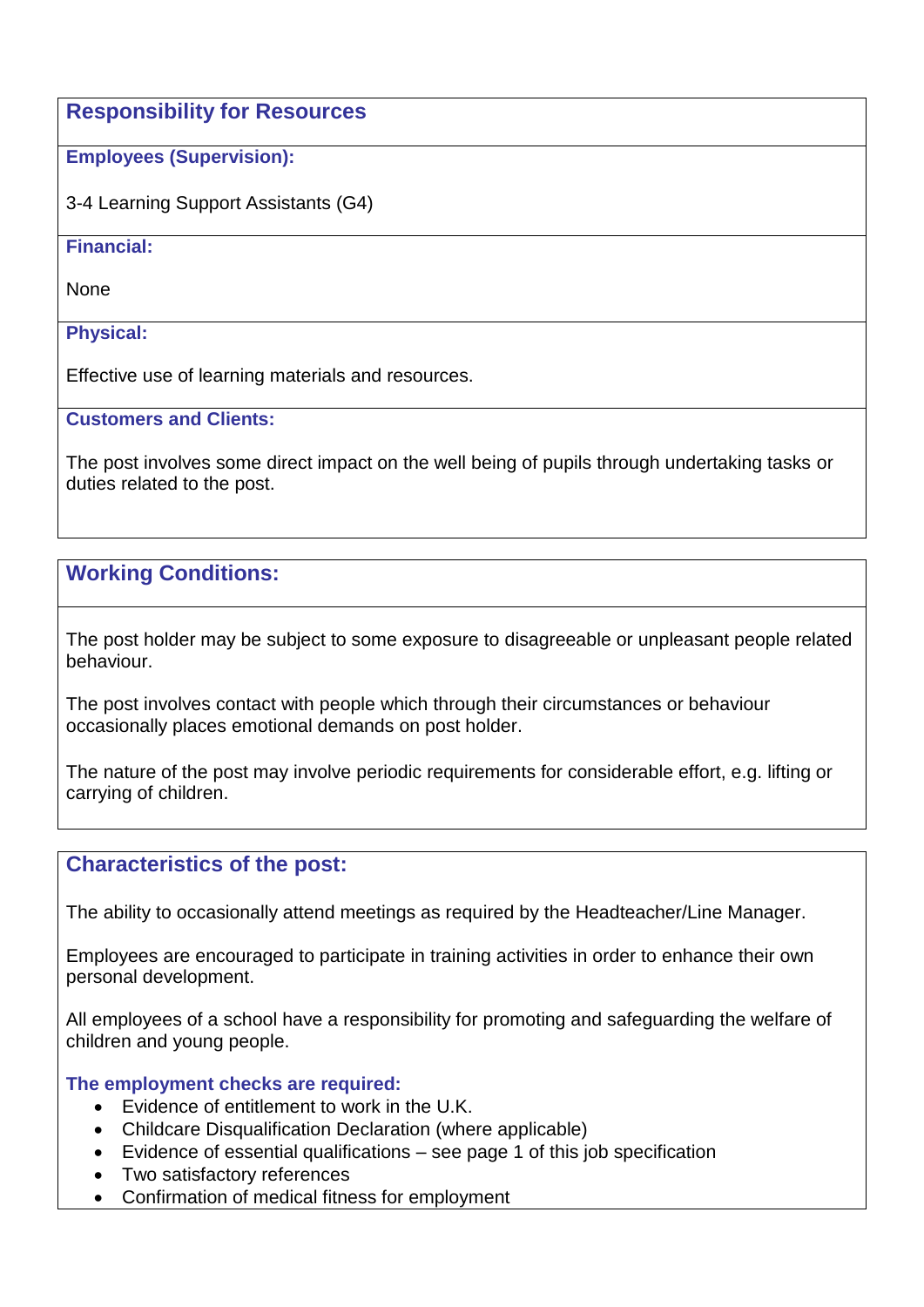## Responsibility for Resources

### Employees (Supervision):

3-4 Learning Support Assistants (G4)

### Financial:

None

### Physical:

Effective use of learning materials and resources.

### Customers and Clients:

The post involves some direct impact on the well being of pupils through undertaking tasks or duties related to the post.

## Working Conditions:

The post holder may be subject to some exposure to disagreeable or unpleasant people related behaviour.

The post involves contact with people which through their circumstances or behaviour occasionally places emotional demands on post holder.

The nature of the post may involve periodic requirements for considerable effort, e.g. lifting or carrying of children.

## Characteristics of the post:

The ability to occasionally attend meetings as required by the Headteacher/Line Manager.

Employees are encouraged to participate in training activities in order to enhance their own personal development.

All employees of a school have a responsibility for promoting and safeguarding the welfare of children and young people.

### The employment checks are required:

- Evidence of entitlement to work in the U.K.
- Childcare Disqualification Declaration (where applicable)
- Evidence of essential qualifications – see page 1 of this job specification
- Two satisfactory references
- Confirmation of medical fitness for employment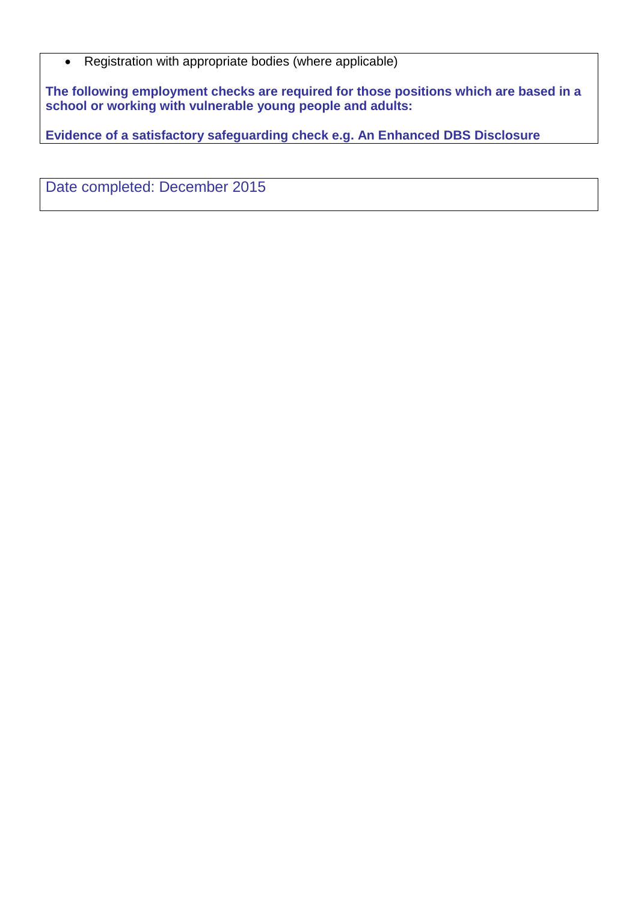- Registration with appropriate bodies (where applicable)

**The following employment checks are required for those positions which are based in a school or working with vulnerable young people and adults:**

**Evidence of a satisfactory safeguarding check e.g. An Enhanced DBS Disclosure**

Date completed: December 2015